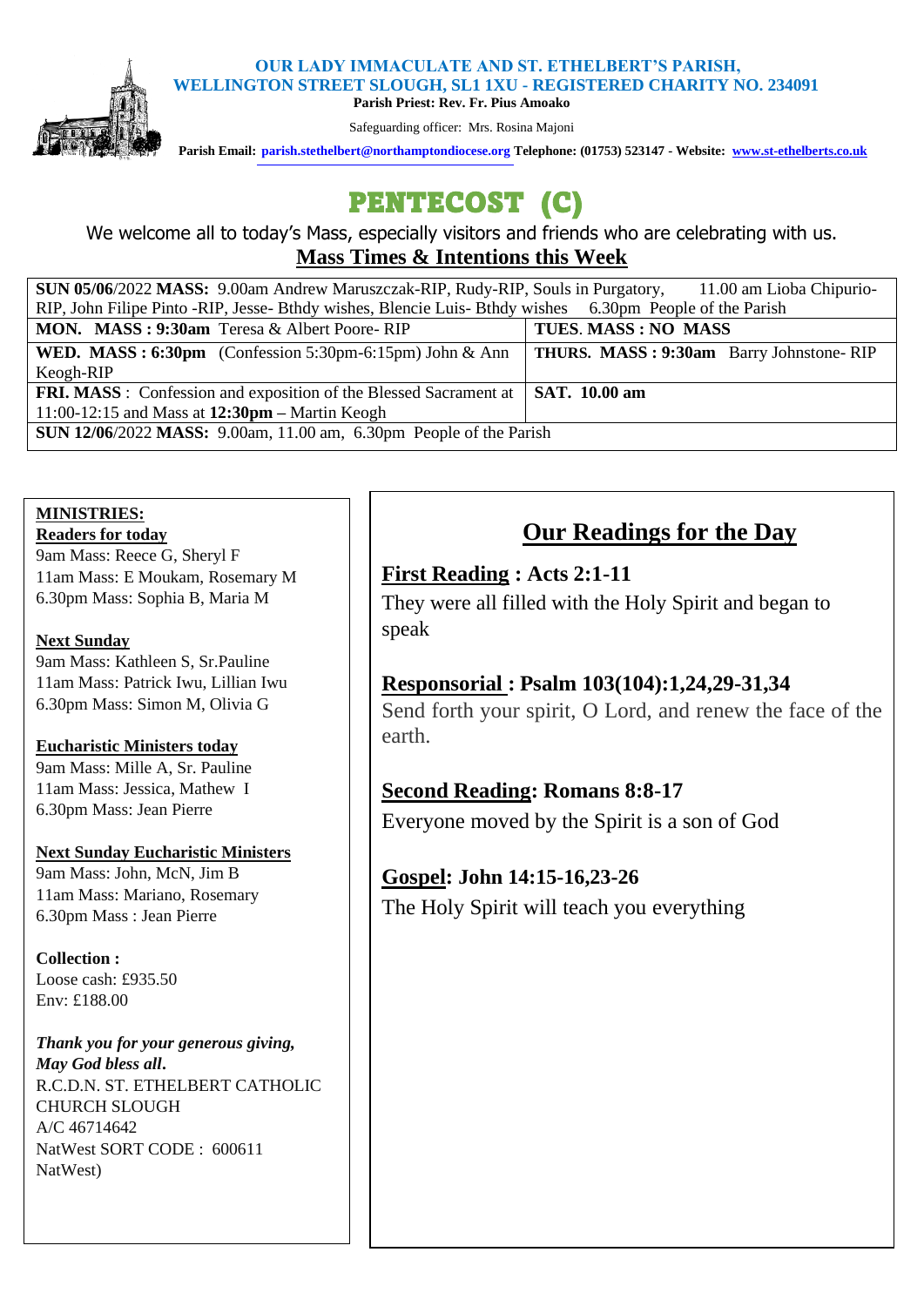**OUR LADY IMMACULATE AND ST. ETHELBERT'S PARISH,**
**WELLINGTON STREET SLOUGH, SL1 1XU - REGISTERED CHARITY NO. 234091**
**Parish Priest: Rev. Fr. Pius Amoako**

Safeguarding officer: Mrs. Rosina Majoni

**Parish Email: parish.stethelbert@northamptondiocese.org Telephone: (01753) 523147 - Website: www.st-ethelberts.co.uk**

# PENTECOST (C)

We welcome all to today's Mass, especially visitors and friends who are celebrating with us.

## Mass Times & Intentions this Week

| | |
|---|---|
| **SUN 05/06**/2022 **MASS:** 9.00am Andrew Maruszczak-RIP, Rudy-RIP, Souls in Purgatory, 11.00 am Lioba Chipurio-RIP, John Filipe Pinto -RIP, Jesse- Bthdy wishes, Blencie Luis- Bthdy wishes 6.30pm People of the Parish | |
| **MON. MASS : 9:30am** Teresa & Albert Poore- RIP | **TUES. MASS : NO MASS** |
| **WED. MASS : 6:30pm** (Confession 5:30pm-6:15pm) John & Ann Keogh-RIP | **THURS. MASS : 9:30am** Barry Johnstone- RIP |
| **FRI. MASS** : Confession and exposition of the Blessed Sacrament at 11:00-12:15 and Mass at **12:30pm** – Martin Keogh | **SAT. 10.00 am** |
| **SUN 12/06**/2022 **MASS:** 9.00am, 11.00 am, 6.30pm People of the Parish | |

**MINISTRIES:**

**Readers for today**
9am Mass: Reece G, Sheryl F
11am Mass: E Moukam, Rosemary M
6.30pm Mass: Sophia B, Maria M

**Next Sunday**
9am Mass: Kathleen S, Sr.Pauline
11am Mass: Patrick Iwu, Lillian Iwu
6.30pm Mass: Simon M, Olivia G

**Eucharistic Ministers today**
9am Mass: Mille A, Sr. Pauline
11am Mass: Jessica, Mathew I
6.30pm Mass: Jean Pierre

**Next Sunday Eucharistic Ministers**
9am Mass: John, McN, Jim B
11am Mass: Mariano, Rosemary
6.30pm Mass : Jean Pierre

**Collection :**
Loose cash: £935.50
Env: £188.00

***Thank you for your generous giving, May God bless all.***
R.C.D.N. ST. ETHELBERT CATHOLIC CHURCH SLOUGH
A/C 46714642
NatWest SORT CODE : 600611
NatWest)

## Our Readings for the Day

**First Reading : Acts 2:1-11**
They were all filled with the Holy Spirit and began to speak

**Responsorial : Psalm 103(104):1,24,29-31,34**
Send forth your spirit, O Lord, and renew the face of the earth.

**Second Reading: Romans 8:8-17**
Everyone moved by the Spirit is a son of God

**Gospel: John 14:15-16,23-26**
The Holy Spirit will teach you everything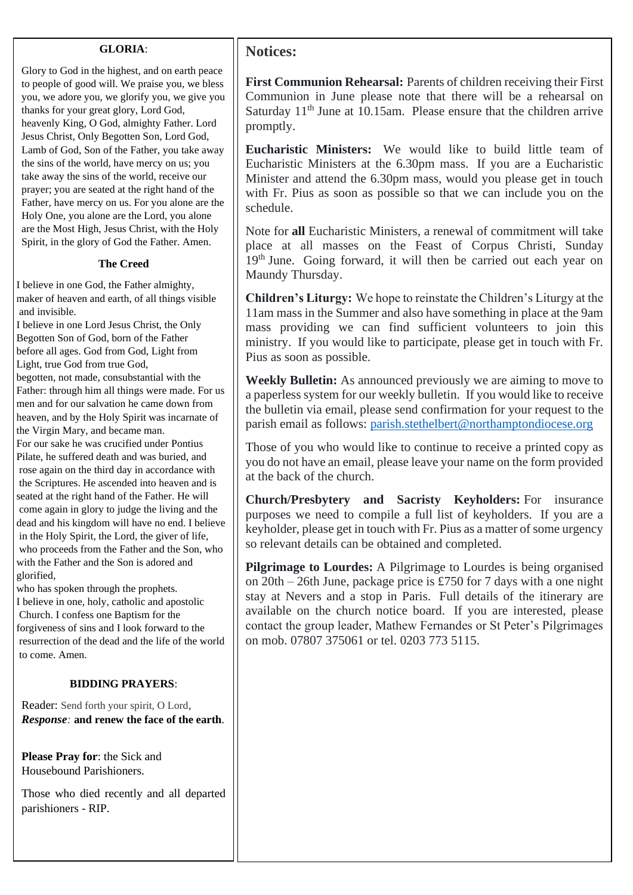**GLORIA**:

Glory to God in the highest, and on earth peace to people of good will. We praise you, we bless you, we adore you, we glorify you, we give you thanks for your great glory, Lord God, heavenly King, O God, almighty Father. Lord Jesus Christ, Only Begotten Son, Lord God, Lamb of God, Son of the Father, you take away the sins of the world, have mercy on us; you take away the sins of the world, receive our prayer; you are seated at the right hand of the Father, have mercy on us. For you alone are the Holy One, you alone are the Lord, you alone are the Most High, Jesus Christ, with the Holy Spirit, in the glory of God the Father. Amen.

**The Creed**

I believe in one God, the Father almighty, maker of heaven and earth, of all things visible and invisible.
I believe in one Lord Jesus Christ, the Only Begotten Son of God, born of the Father before all ages. God from God, Light from Light, true God from true God, begotten, not made, consubstantial with the Father: through him all things were made. For us men and for our salvation he came down from heaven, and by the Holy Spirit was incarnate of the Virgin Mary, and became man.
For our sake he was crucified under Pontius Pilate, he suffered death and was buried, and rose again on the third day in accordance with the Scriptures. He ascended into heaven and is seated at the right hand of the Father. He will come again in glory to judge the living and the dead and his kingdom will have no end. I believe in the Holy Spirit, the Lord, the giver of life, who proceeds from the Father and the Son, who with the Father and the Son is adored and glorified,
who has spoken through the prophets.
I believe in one, holy, catholic and apostolic Church. I confess one Baptism for the forgiveness of sins and I look forward to the resurrection of the dead and the life of the world to come. Amen.

**BIDDING PRAYERS**:

Reader: Send forth your spirit, O Lord,
***Response**:* **and renew the face of the earth**.

**Please Pray for**: the Sick and Housebound Parishioners.

Those who died recently and all departed parishioners - RIP.

## Notices:

**First Communion Rehearsal:** Parents of children receiving their First Communion in June please note that there will be a rehearsal on Saturday 11th June at 10.15am. Please ensure that the children arrive promptly.

**Eucharistic Ministers:** We would like to build little team of Eucharistic Ministers at the 6.30pm mass. If you are a Eucharistic Minister and attend the 6.30pm mass, would you please get in touch with Fr. Pius as soon as possible so that we can include you on the schedule.

Note for **all** Eucharistic Ministers, a renewal of commitment will take place at all masses on the Feast of Corpus Christi, Sunday 19th June. Going forward, it will then be carried out each year on Maundy Thursday.

**Children's Liturgy:** We hope to reinstate the Children's Liturgy at the 11am mass in the Summer and also have something in place at the 9am mass providing we can find sufficient volunteers to join this ministry. If you would like to participate, please get in touch with Fr. Pius as soon as possible.

**Weekly Bulletin:** As announced previously we are aiming to move to a paperless system for our weekly bulletin. If you would like to receive the bulletin via email, please send confirmation for your request to the parish email as follows: parish.stethelbert@northamptondiocese.org

Those of you who would like to continue to receive a printed copy as you do not have an email, please leave your name on the form provided at the back of the church.

**Church/Presbytery and Sacristy Keyholders:** For insurance purposes we need to compile a full list of keyholders. If you are a keyholder, please get in touch with Fr. Pius as a matter of some urgency so relevant details can be obtained and completed.

**Pilgrimage to Lourdes:** A Pilgrimage to Lourdes is being organised on 20th – 26th June, package price is £750 for 7 days with a one night stay at Nevers and a stop in Paris. Full details of the itinerary are available on the church notice board. If you are interested, please contact the group leader, Mathew Fernandes or St Peter's Pilgrimages on mob. 07807 375061 or tel. 0203 773 5115.